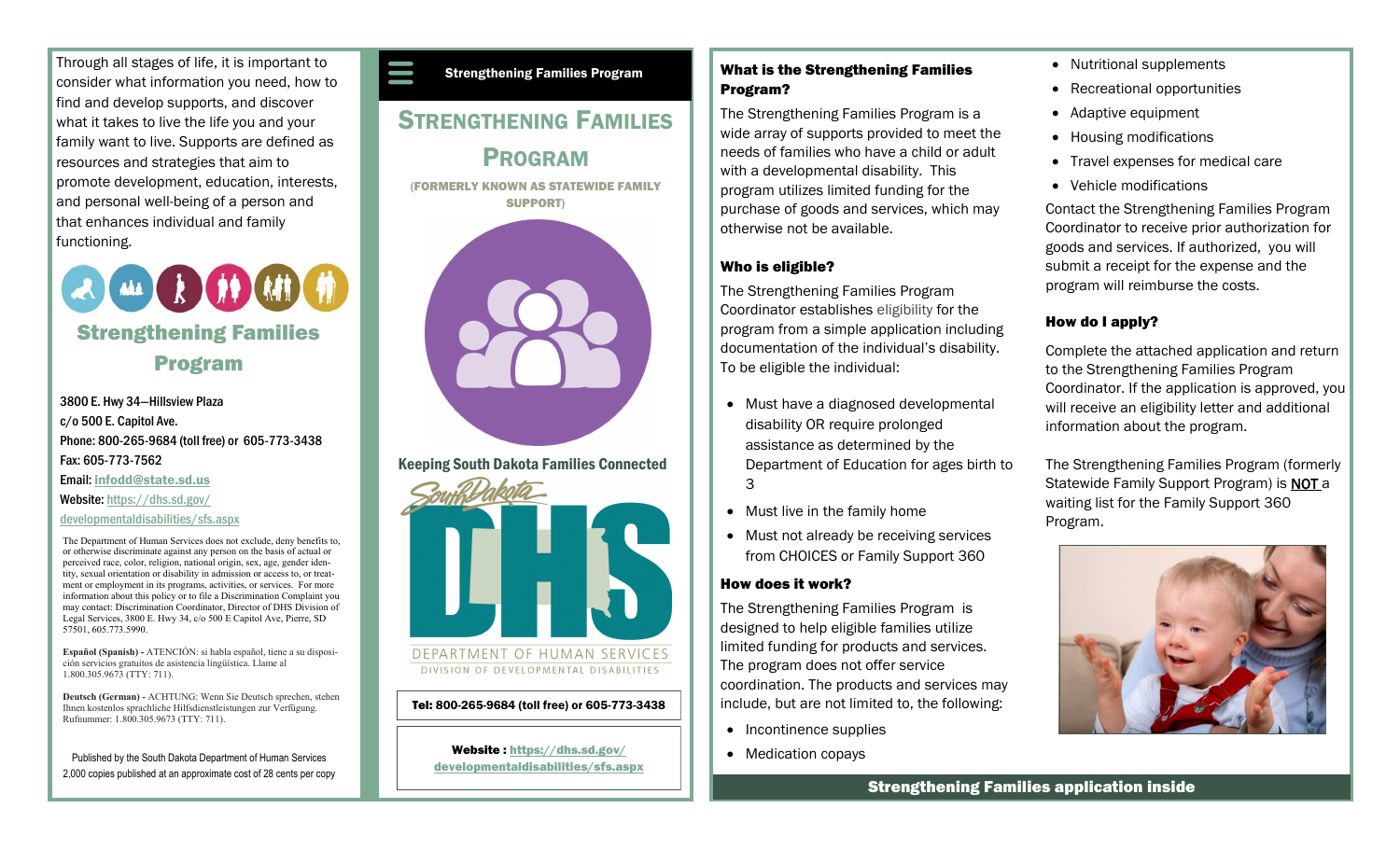Through all stages of life, it is important to consider what information you need, how to find and develop supports, and discover what it takes to live the life you and your family want to live. Supports are defined as resources and strategies that aim to promote development, education, interests, and personal well-being of a person and that enhances individual and family functioning.

## Strengthening Families Program

3800 E. Hwy 34—Hillsview Plaza
c/o 500 E. Capitol Ave.
Phone: 800-265-9684 (toll free) or 605-773-3438
Fax: 605-773-7562
Email: infodd@state.sd.us
Website: https://dhs.sd.gov/developmentaldisabilities/sfs.aspx

The Department of Human Services does not exclude, deny benefits to, or otherwise discriminate against any person on the basis of actual or perceived race, color, religion, national origin, sex, age, gender identity, sexual orientation or disability in admission or access to, or treatment or employment in its programs, activities, or services. For more information about this policy or to file a Discrimination Complaint you may contact: Discrimination Coordinator, Director of DHS Division of Legal Services, 3800 E. Hwy 34, c/o 500 E Capitol Ave, Pierre, SD 57501, 605.773.5990.

**Español (Spanish)** - ATENCIÓN: si habla español, tiene a su disposición servicios gratuitos de asistencia lingüística. Llame al 1.800.305.9673 (TTY: 711).

**Deutsch (German)** - ACHTUNG: Wenn Sie Deutsch sprechen, stehen Ihnen kostenlos sprachliche Hilfsdienstleistungen zur Verfügung. Rufnummer: 1.800.305.9673 (TTY: 711).

Published by the South Dakota Department of Human Services
2,000 copies published at an approximate cost of 28 cents per copy

**Strengthening Families Program**

# Strengthening Families Program

(FORMERLY KNOWN AS STATEWIDE FAMILY SUPPORT)

**Keeping South Dakota Families Connected**

South Dakota DHS
DEPARTMENT OF HUMAN SERVICES
DIVISION OF DEVELOPMENTAL DISABILITIES

**Tel: 800-265-9684 (toll free) or 605-773-3438**

**Website : https://dhs.sd.gov/developmentaldisabilities/sfs.aspx**

### What is the Strengthening Families Program?

The Strengthening Families Program is a wide array of supports provided to meet the needs of families who have a child or adult with a developmental disability. This program utilizes limited funding for the purchase of goods and services, which may otherwise not be available.

### Who is eligible?

The Strengthening Families Program Coordinator establishes eligibility for the program from a simple application including documentation of the individual's disability. To be eligible the individual:

- Must have a diagnosed developmental disability OR require prolonged assistance as determined by the Department of Education for ages birth to 3
- Must live in the family home
- Must not already be receiving services from CHOICES or Family Support 360

### How does it work?

The Strengthening Families Program is designed to help eligible families utilize limited funding for products and services. The program does not offer service coordination. The products and services may include, but are not limited to, the following:

- Incontinence supplies
- Medication copays
- Nutritional supplements
- Recreational opportunities
- Adaptive equipment
- Housing modifications
- Travel expenses for medical care
- Vehicle modifications

Contact the Strengthening Families Program Coordinator to receive prior authorization for goods and services. If authorized, you will submit a receipt for the expense and the program will reimburse the costs.

### How do I apply?

Complete the attached application and return to the Strengthening Families Program Coordinator. If the application is approved, you will receive an eligibility letter and additional information about the program.

The Strengthening Families Program (formerly Statewide Family Support Program) is **NOT** a waiting list for the Family Support 360 Program.

**Strengthening Families application inside**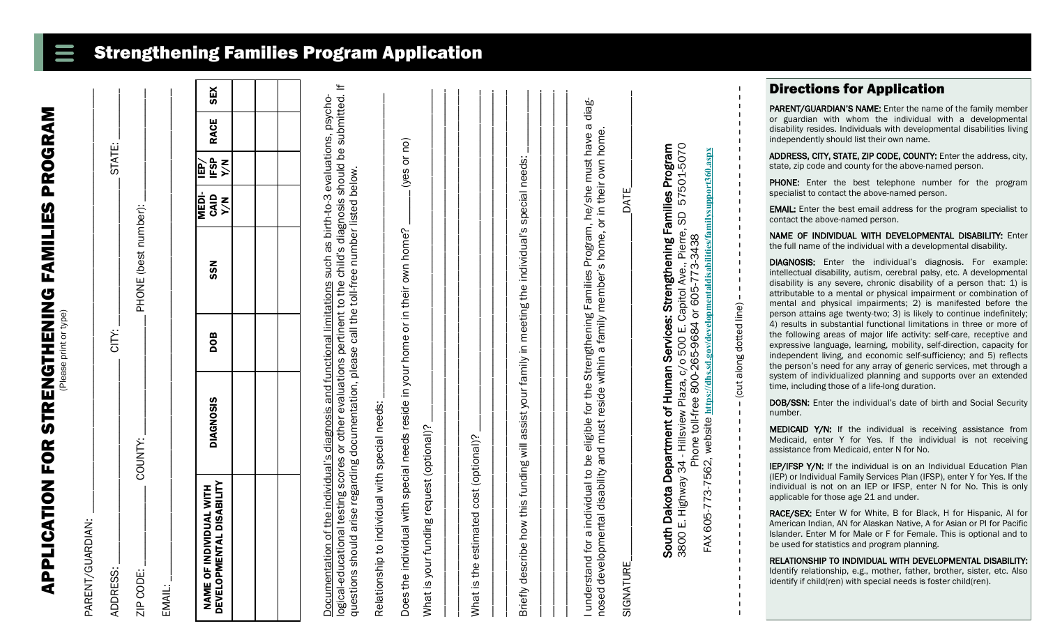# Strengthening Families Program Application

## APPLICATION FOR STRENGTHENING FAMILIES PROGRAM

(Please print or type)

PARENT/GUARDIAN: ______________________________

ADDRESS: ______________________ CITY: ______________________ STATE: ______

ZIP CODE: ____________ COUNTY: ______________ PHONE (best number): ______________

EMAIL: ______________________________

| NAME OF INDIVIDUAL WITH DEVELOPMENTAL DISABILITY | DIAGNOSIS | DOB | SSN | MEDI-CAID Y/N | IEP/ IFSP Y/N | RACE | SEX |
|---|---|---|---|---|---|---|---|
| | | | | | | | |
| | | | | | | | |
| | | | | | | | |

Documentation of the individual's diagnosis and functional limitations such as birth-to-3 evaluations, psychological-educational testing scores or other evaluations pertinent to the child's diagnosis should be submitted. If questions should arise regarding documentation, please call the toll-free number listed below.

Relationship to individual with special needs: ______________________________

Does the individual with special needs reside in your home or in their own home? ______ (yes or no)

What is your funding request (optional)? ______________________________

What is the estimated cost (optional)? ______________________________

Briefly describe how this funding will assist your family in meeting the individual's special needs: ______________________________

I understand for a individual to be eligible for the Strengthening Families Program, he/she must have a diagnosed developmental disability and must reside within a family member's home, or in their own home.

SIGNATURE______________________________ DATE______________

**South Dakota Department of Human Services: Strengthening Families Program**
3800 E. Highway 34 - Hillsview Plaza, c/o 500 E. Capitol Ave., Pierre, SD 57501-5070
Phone toll-free 800-265-9684 or 605-773-3438
FAX 605-773-7562, website https://dhs.sd.gov/developmentaldisabilities/familysupport360.aspx

- - - - - - - - - - (cut along dotted line) - - - - - - - - - -

## Directions for Application

**PARENT/GUARDIAN'S NAME:** Enter the name of the family member or guardian with whom the individual with a developmental disability resides. Individuals with developmental disabilities living independently should list their own name.

**ADDRESS, CITY, STATE, ZIP CODE, COUNTY:** Enter the address, city, state, zip code and county for the above-named person.

**PHONE:** Enter the best telephone number for the program specialist to contact the above-named person.

**EMAIL:** Enter the best email address for the program specialist to contact the above-named person.

**NAME OF INDIVIDUAL WITH DEVELOPMENTAL DISABILITY:** Enter the full name of the individual with a developmental disability.

**DIAGNOSIS:** Enter the individual's diagnosis. For example: intellectual disability, autism, cerebral palsy, etc. A developmental disability is any severe, chronic disability of a person that: 1) is attributable to a mental or physical impairment or combination of mental and physical impairments; 2) is manifested before the person attains age twenty-two; 3) is likely to continue indefinitely; 4) results in substantial functional limitations in three or more of the following areas of major life activity: self-care, receptive and expressive language, learning, mobility, self-direction, capacity for independent living, and economic self-sufficiency; and 5) reflects the person's need for any array of generic services, met through a system of individualized planning and supports over an extended time, including those of a life-long duration.

**DOB/SSN:** Enter the individual's date of birth and Social Security number.

**MEDICAID Y/N:** If the individual is receiving assistance from Medicaid, enter Y for Yes. If the individual is not receiving assistance from Medicaid, enter N for No.

**IEP/IFSP Y/N:** If the individual is on an Individual Education Plan (IEP) or Individual Family Services Plan (IFSP), enter Y for Yes. If the individual is not on an IEP or IFSP, enter N for No. This is only applicable for those age 21 and under.

**RACE/SEX:** Enter W for White, B for Black, H for Hispanic, AI for American Indian, AN for Alaskan Native, A for Asian or PI for Pacific Islander. Enter M for Male or F for Female. This is optional and to be used for statistics and program planning.

**RELATIONSHIP TO INDIVIDUAL WITH DEVELOPMENTAL DISABILITY:** Identify relationship, e.g., mother, father, brother, sister, etc. Also identify if child(ren) with special needs is foster child(ren).